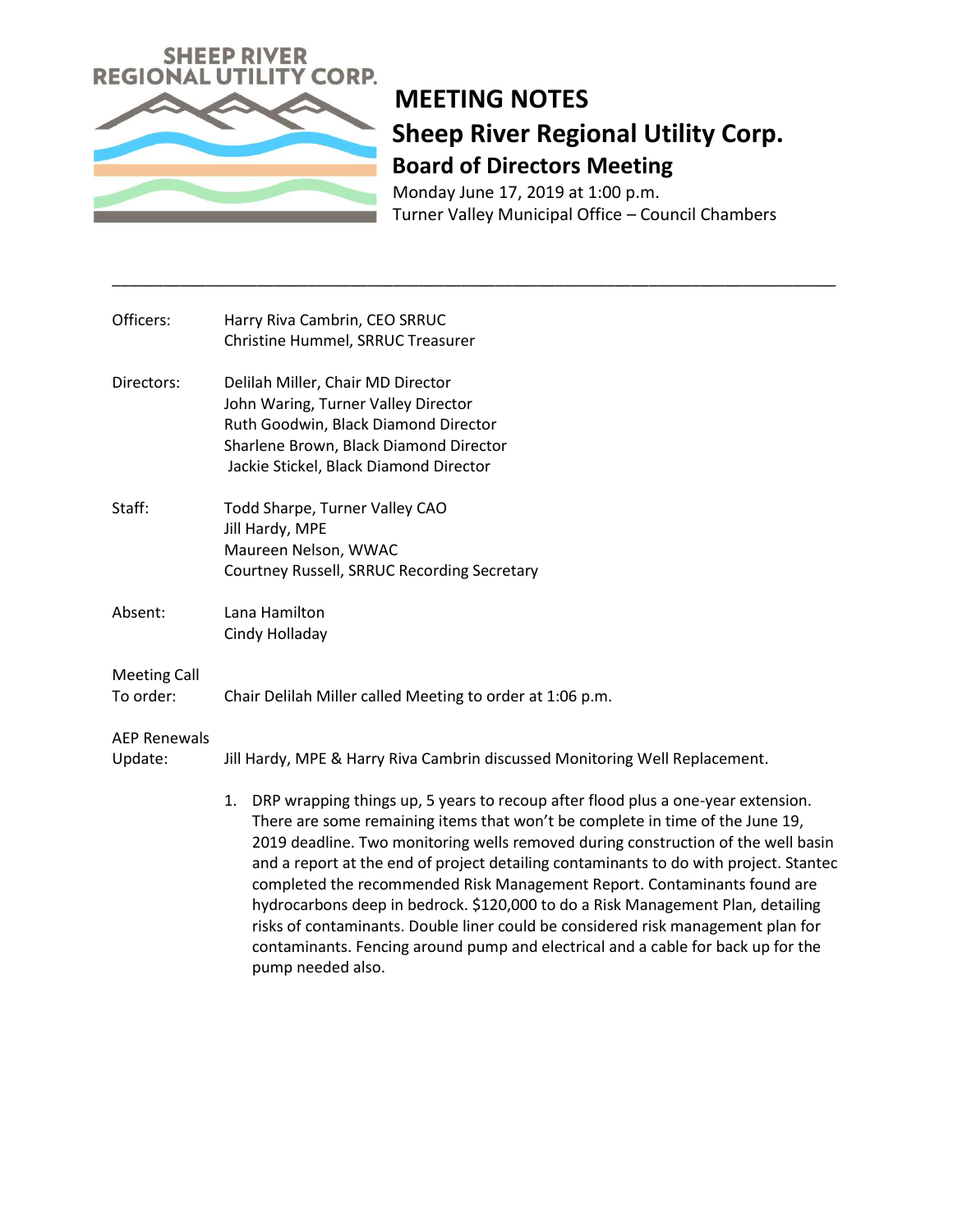SHEEP RIVER REGIONAL UTILITY CORP.

# MEETING NOTES

## Sheep River Regional Utility Corp.

### Board of Directors Meeting

Monday June 17, 2019 at 1:00 p.m.
Turner Valley Municipal Office – Council Chambers

---

| | |
|---|---|
| Officers: | Harry Riva Cambrin, CEO SRRUC<br>Christine Hummel, SRRUC Treasurer |
| Directors: | Delilah Miller, Chair MD Director<br>John Waring, Turner Valley Director<br>Ruth Goodwin, Black Diamond Director<br>Sharlene Brown, Black Diamond Director<br>Jackie Stickel, Black Diamond Director |
| Staff: | Todd Sharpe, Turner Valley CAO<br>Jill Hardy, MPE<br>Maureen Nelson, WWAC<br>Courtney Russell, SRRUC Recording Secretary |
| Absent: | Lana Hamilton<br>Cindy Holladay |
| Meeting Call To order: | Chair Delilah Miller called Meeting to order at 1:06 p.m. |
| AEP Renewals Update: | Jill Hardy, MPE & Harry Riva Cambrin discussed Monitoring Well Replacement. |

1. DRP wrapping things up, 5 years to recoup after flood plus a one-year extension. There are some remaining items that won't be complete in time of the June 19, 2019 deadline. Two monitoring wells removed during construction of the well basin and a report at the end of project detailing contaminants to do with project. Stantec completed the recommended Risk Management Report. Contaminants found are hydrocarbons deep in bedrock. $120,000 to do a Risk Management Plan, detailing risks of contaminants. Double liner could be considered risk management plan for contaminants. Fencing around pump and electrical and a cable for back up for the pump needed also.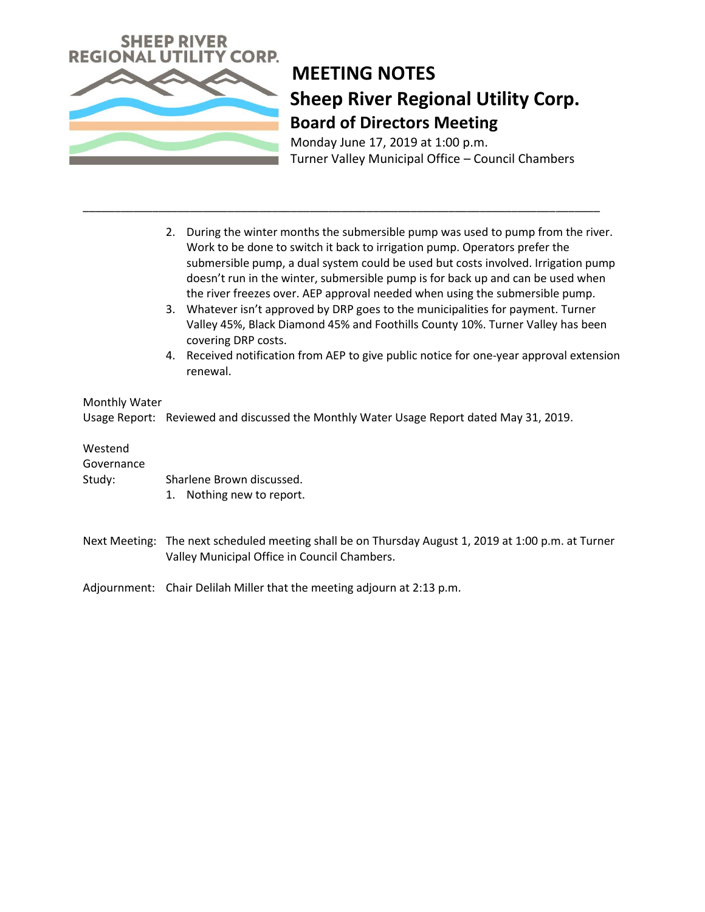# MEETING NOTES

## Sheep River Regional Utility Corp.

### Board of Directors Meeting

Monday June 17, 2019 at 1:00 p.m.
Turner Valley Municipal Office – Council Chambers

---

2. During the winter months the submersible pump was used to pump from the river. Work to be done to switch it back to irrigation pump. Operators prefer the submersible pump, a dual system could be used but costs involved. Irrigation pump doesn't run in the winter, submersible pump is for back up and can be used when the river freezes over. AEP approval needed when using the submersible pump.
3. Whatever isn't approved by DRP goes to the municipalities for payment. Turner Valley 45%, Black Diamond 45% and Foothills County 10%. Turner Valley has been covering DRP costs.
4. Received notification from AEP to give public notice for one-year approval extension renewal.

Monthly Water Usage Report: Reviewed and discussed the Monthly Water Usage Report dated May 31, 2019.

Westend Governance Study: Sharlene Brown discussed.

1. Nothing new to report.

Next Meeting: The next scheduled meeting shall be on Thursday August 1, 2019 at 1:00 p.m. at Turner Valley Municipal Office in Council Chambers.

Adjournment: Chair Delilah Miller that the meeting adjourn at 2:13 p.m.